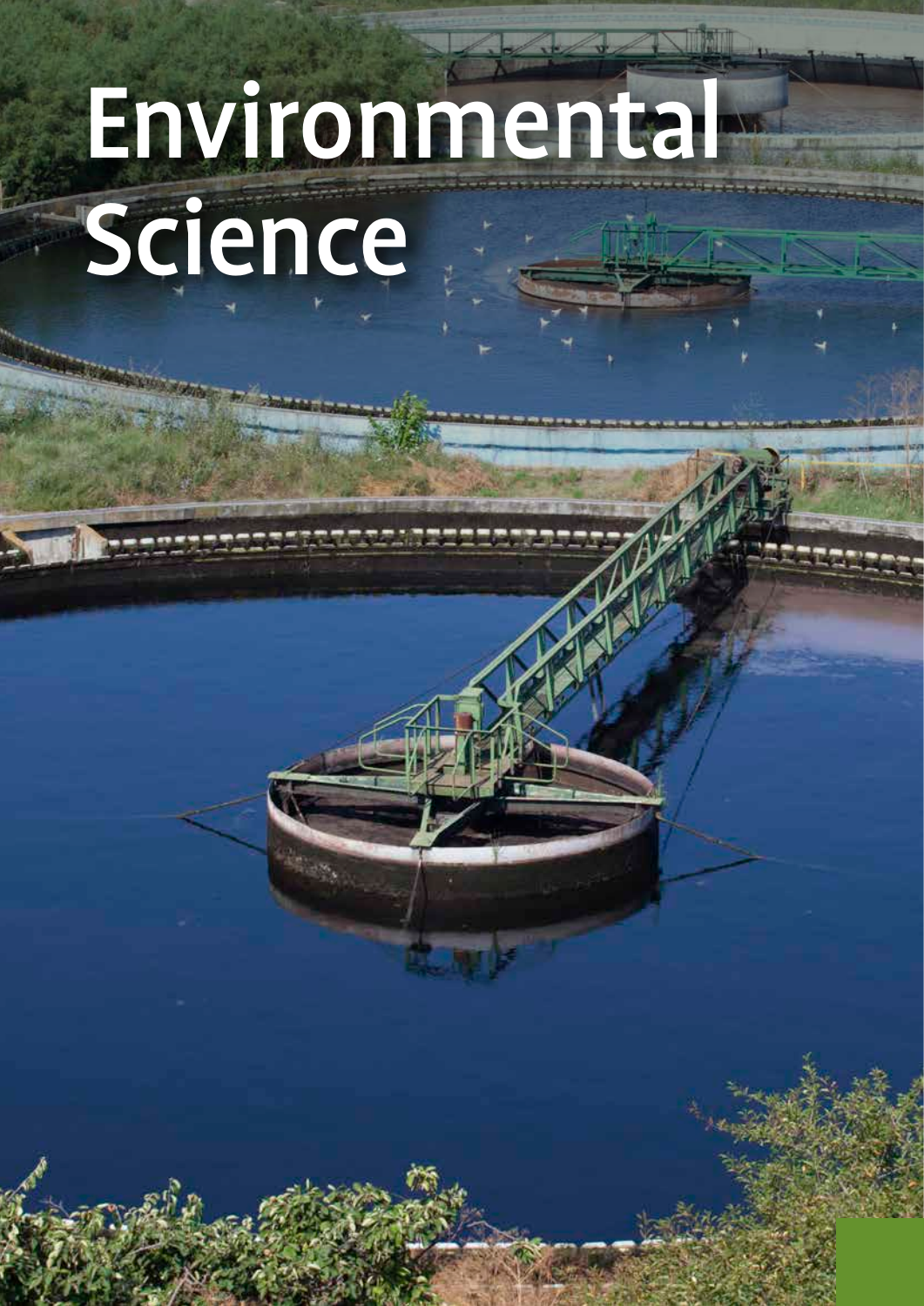# Environmental Science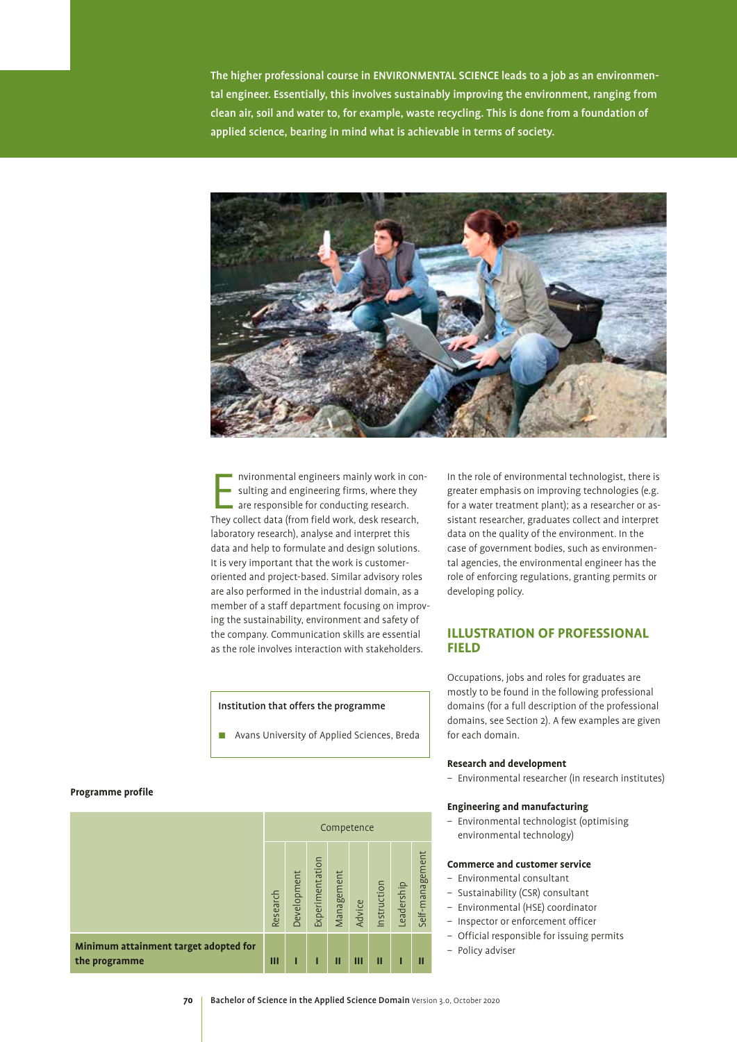The higher professional course in ENVIRONMENTAL SCIENCE leads to a job as an environmental engineer. Essentially, this involves sustainably improving the environment, ranging from clean air, soil and water to, for example, waste recycling. This is done from a foundation of applied science, bearing in mind what is achievable in terms of society.

Environmental engineers mainly work in consulting and engineering firms, where they are responsible for conducting research. They collect data (from field work, desk research, laboratory research), analyse and interpret this data and help to formulate and design solutions. It is very important that the work is customer-oriented and project-based. Similar advisory roles are also performed in the industrial domain, as a member of a staff department focusing on improving the sustainability, environment and safety of the company. Communication skills are essential as the role involves interaction with stakeholders.

**Institution that offers the programme**

- Avans University of Applied Sciences, Breda

**Programme profile**

| | Competence | | | | | | | |
|---|---|---|---|---|---|---|---|---|
| | Research | Development | Experimentation | Management | Advice | Instruction | Leadership | Self-management |
| **Minimum attainment target adopted for the programme** | III | I | I | II | III | II | I | II |

In the role of environmental technologist, there is greater emphasis on improving technologies (e.g. for a water treatment plant); as a researcher or assistant researcher, graduates collect and interpret data on the quality of the environment. In the case of government bodies, such as environmental agencies, the environmental engineer has the role of enforcing regulations, granting permits or developing policy.

## ILLUSTRATION OF PROFESSIONAL FIELD

Occupations, jobs and roles for graduates are mostly to be found in the following professional domains (for a full description of the professional domains, see Section 2). A few examples are given for each domain.

**Research and development**

- Environmental researcher (in research institutes)

**Engineering and manufacturing**

- Environmental technologist (optimising environmental technology)

**Commerce and customer service**

- Environmental consultant
- Sustainability (CSR) consultant
- Environmental (HSE) coordinator
- Inspector or enforcement officer
- Official responsible for issuing permits
- Policy adviser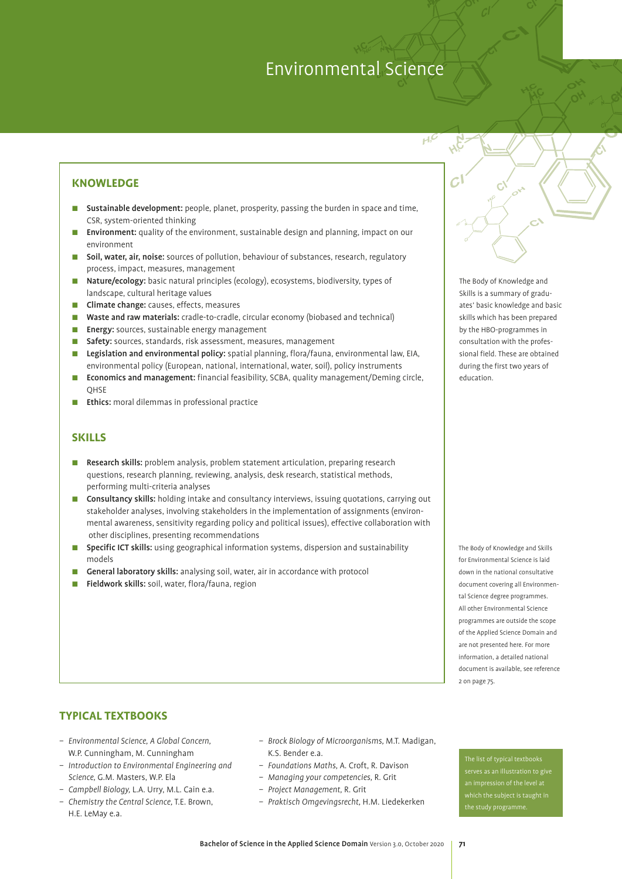# Environmental Science

## KNOWLEDGE

- **Sustainable development:** people, planet, prosperity, passing the burden in space and time, CSR, system-oriented thinking
- **Environment:** quality of the environment, sustainable design and planning, impact on our environment
- **Soil, water, air, noise:** sources of pollution, behaviour of substances, research, regulatory process, impact, measures, management
- **Nature/ecology:** basic natural principles (ecology), ecosystems, biodiversity, types of landscape, cultural heritage values
- **Climate change:** causes, effects, measures
- **Waste and raw materials:** cradle-to-cradle, circular economy (biobased and technical)
- **Energy:** sources, sustainable energy management
- **Safety:** sources, standards, risk assessment, measures, management
- **Legislation and environmental policy:** spatial planning, flora/fauna, environmental law, EIA, environmental policy (European, national, international, water, soil), policy instruments
- **Economics and management:** financial feasibility, SCBA, quality management/Deming circle, QHSE
- **Ethics:** moral dilemmas in professional practice

## SKILLS

- **Research skills:** problem analysis, problem statement articulation, preparing research questions, research planning, reviewing, analysis, desk research, statistical methods, performing multi-criteria analyses
- **Consultancy skills:** holding intake and consultancy interviews, issuing quotations, carrying out stakeholder analyses, involving stakeholders in the implementation of assignments (environmental awareness, sensitivity regarding policy and political issues), effective collaboration with other disciplines, presenting recommendations
- **Specific ICT skills:** using geographical information systems, dispersion and sustainability models
- **General laboratory skills:** analysing soil, water, air in accordance with protocol
- **Fieldwork skills:** soil, water, flora/fauna, region

The Body of Knowledge and Skills is a summary of graduates' basic knowledge and basic skills which has been prepared by the HBO-programmes in consultation with the professional field. These are obtained during the first two years of education.

The Body of Knowledge and Skills for Environmental Science is laid down in the national consultative document covering all Environmental Science degree programmes. All other Environmental Science programmes are outside the scope of the Applied Science Domain and are not presented here. For more information, a detailed national document is available, see reference 2 on page 75.

## TYPICAL TEXTBOOKS

- *Environmental Science, A Global Concern*, W.P. Cunningham, M. Cunningham
- *Introduction to Environmental Engineering and Science*, G.M. Masters, W.P. Ela
- *Campbell Biology*, L.A. Urry, M.L. Cain e.a.
- *Chemistry the Central Science*, T.E. Brown, H.E. LeMay e.a.
- *Brock Biology of Microorganisms*, M.T. Madigan, K.S. Bender e.a.
- *Foundations Maths*, A. Croft, R. Davison
- *Managing your competencies*, R. Grit
- *Project Management*, R. Grit
- *Praktisch Omgevingsrecht*, H.M. Liedekerken

The list of typical textbooks serves as an illustration to give an impression of the level at which the subject is taught in the study programme.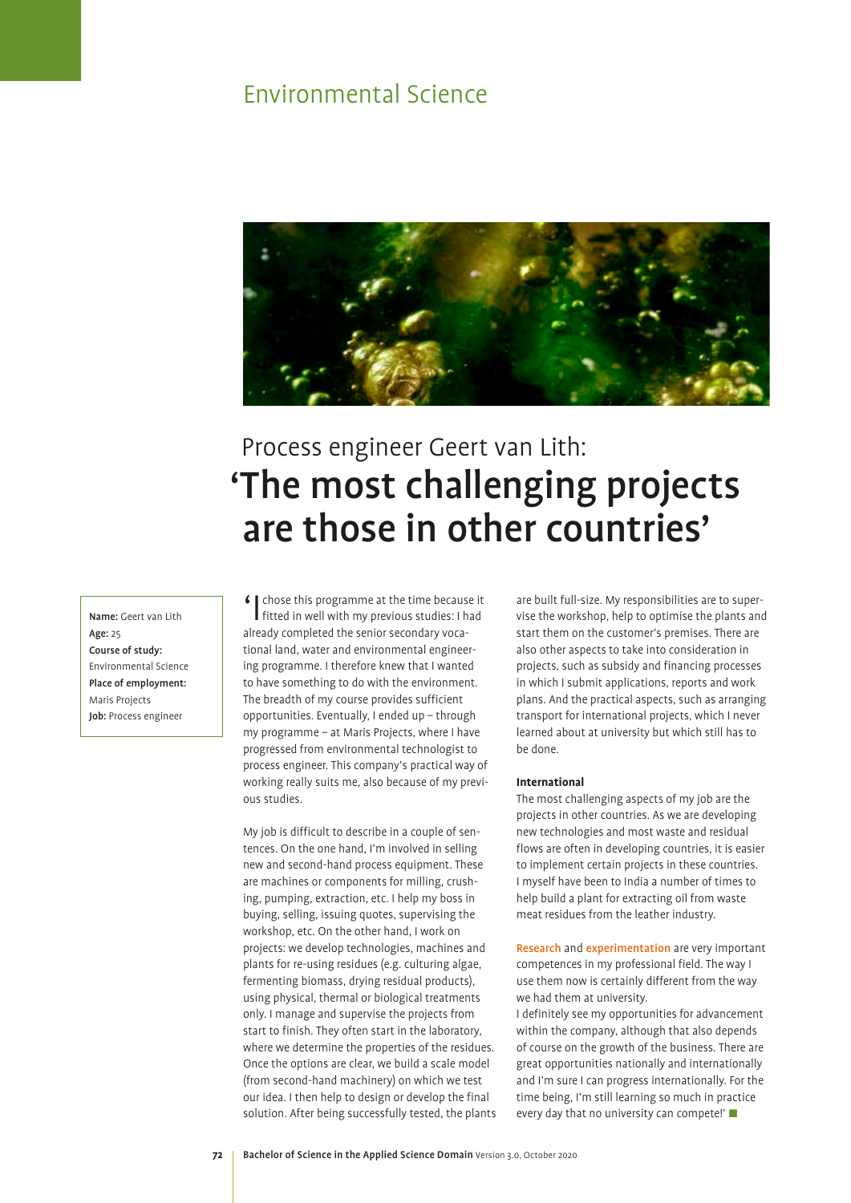# Environmental Science

## Process engineer Geert van Lith:

# 'The most challenging projects are those in other countries'

**Name:** Geert van Lith
**Age:** 25
**Course of study:** Environmental Science
**Place of employment:** Maris Projects
**Job:** Process engineer

'I chose this programme at the time because it fitted in well with my previous studies: I had already completed the senior secondary vocational land, water and environmental engineering programme. I therefore knew that I wanted to have something to do with the environment. The breadth of my course provides sufficient opportunities. Eventually, I ended up – through my programme – at Maris Projects, where I have progressed from environmental technologist to process engineer. This company's practical way of working really suits me, also because of my previous studies.

My job is difficult to describe in a couple of sentences. On the one hand, I'm involved in selling new and second-hand process equipment. These are machines or components for milling, crushing, pumping, extraction, etc. I help my boss in buying, selling, issuing quotes, supervising the workshop, etc. On the other hand, I work on projects: we develop technologies, machines and plants for re-using residues (e.g. culturing algae, fermenting biomass, drying residual products), using physical, thermal or biological treatments only. I manage and supervise the projects from start to finish. They often start in the laboratory, where we determine the properties of the residues. Once the options are clear, we build a scale model (from second-hand machinery) on which we test our idea. I then help to design or develop the final solution. After being successfully tested, the plants are built full-size. My responsibilities are to supervise the workshop, help to optimise the plants and start them on the customer's premises. There are also other aspects to take into consideration in projects, such as subsidy and financing processes in which I submit applications, reports and work plans. And the practical aspects, such as arranging transport for international projects, which I never learned about at university but which still has to be done.

**International**

The most challenging aspects of my job are the projects in other countries. As we are developing new technologies and most waste and residual flows are often in developing countries, it is easier to implement certain projects in these countries. I myself have been to India a number of times to help build a plant for extracting oil from waste meat residues from the leather industry.

Research and experimentation are very important competences in my professional field. The way I use them now is certainly different from the way we had them at university.

I definitely see my opportunities for advancement within the company, although that also depends of course on the growth of the business. There are great opportunities nationally and internationally and I'm sure I can progress internationally. For the time being, I'm still learning so much in practice every day that no university can compete!'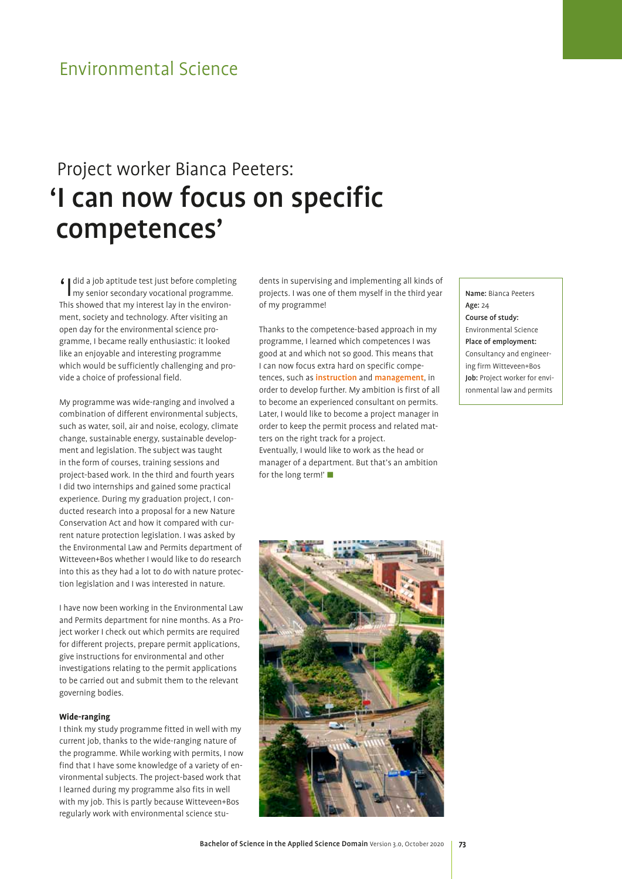# Environmental Science

## Project worker Bianca Peeters:
# 'I can now focus on specific competences'

'I did a job aptitude test just before completing my senior secondary vocational programme. This showed that my interest lay in the environment, society and technology. After visiting an open day for the environmental science programme, I became really enthusiastic: it looked like an enjoyable and interesting programme which would be sufficiently challenging and provide a choice of professional field.

My programme was wide-ranging and involved a combination of different environmental subjects, such as water, soil, air and noise, ecology, climate change, sustainable energy, sustainable development and legislation. The subject was taught in the form of courses, training sessions and project-based work. In the third and fourth years I did two internships and gained some practical experience. During my graduation project, I conducted research into a proposal for a new Nature Conservation Act and how it compared with current nature protection legislation. I was asked by the Environmental Law and Permits department of Witteveen+Bos whether I would like to do research into this as they had a lot to do with nature protection legislation and I was interested in nature.

I have now been working in the Environmental Law and Permits department for nine months. As a Project worker I check out which permits are required for different projects, prepare permit applications, give instructions for environmental and other investigations relating to the permit applications to be carried out and submit them to the relevant governing bodies.

**Wide-ranging**

I think my study programme fitted in well with my current job, thanks to the wide-ranging nature of the programme. While working with permits, I now find that I have some knowledge of a variety of environmental subjects. The project-based work that I learned during my programme also fits in well with my job. This is partly because Witteveen+Bos regularly work with environmental science students in supervising and implementing all kinds of projects. I was one of them myself in the third year of my programme!

Thanks to the competence-based approach in my programme, I learned which competences I was good at and which not so good. This means that I can now focus extra hard on specific competences, such as **instruction** and **management**, in order to develop further. My ambition is first of all to become an experienced consultant on permits. Later, I would like to become a project manager in order to keep the permit process and related matters on the right track for a project.
Eventually, I would like to work as the head or manager of a department. But that's an ambition for the long term!'

**Name:** Bianca Peeters
**Age:** 24
**Course of study:** Environmental Science
**Place of employment:** Consultancy and engineering firm Witteveen+Bos
**Job:** Project worker for environmental law and permits